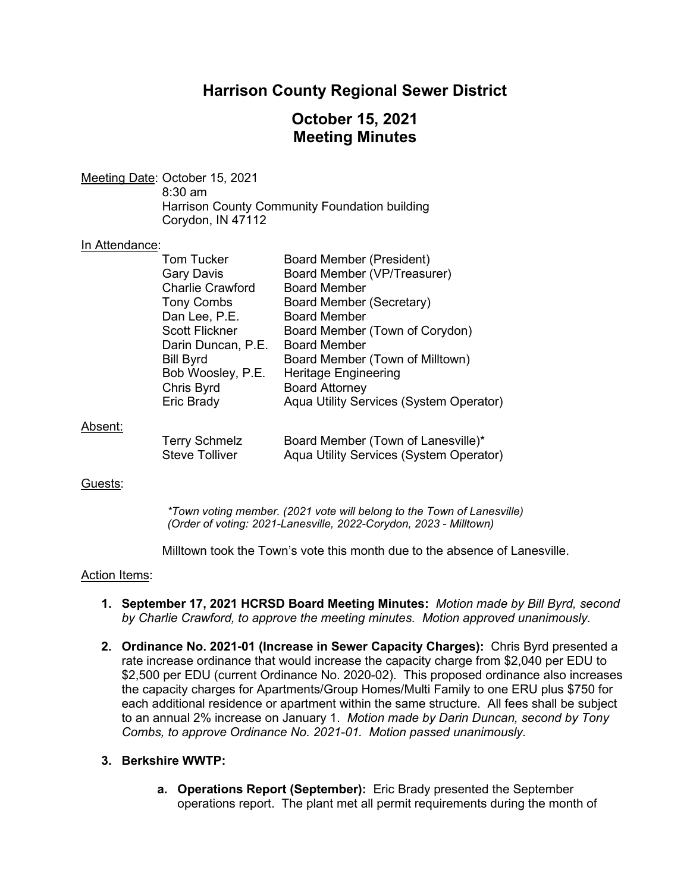# Harrison County Regional Sewer District

## October 15, 2021
## Meeting Minutes

Meeting Date: October 15, 2021
8:30 am
Harrison County Community Foundation building
Corydon, IN 47112

In Attendance:

| | |
|---|---|
| Tom Tucker | Board Member (President) |
| Gary Davis | Board Member (VP/Treasurer) |
| Charlie Crawford | Board Member |
| Tony Combs | Board Member (Secretary) |
| Dan Lee, P.E. | Board Member |
| Scott Flickner | Board Member (Town of Corydon) |
| Darin Duncan, P.E. | Board Member |
| Bill Byrd | Board Member (Town of Milltown) |
| Bob Woosley, P.E. | Heritage Engineering |
| Chris Byrd | Board Attorney |
| Eric Brady | Aqua Utility Services (System Operator) |

Absent:

| | |
|---|---|
| Terry Schmelz | Board Member (Town of Lanesville)* |
| Steve Tolliver | Aqua Utility Services (System Operator) |

Guests:

*\*Town voting member. (2021 vote will belong to the Town of Lanesville)*
*(Order of voting: 2021-Lanesville, 2022-Corydon, 2023 - Milltown)*

Milltown took the Town's vote this month due to the absence of Lanesville.

Action Items:

1. **September 17, 2021 HCRSD Board Meeting Minutes:** *Motion made by Bill Byrd, second by Charlie Crawford, to approve the meeting minutes. Motion approved unanimously.*

2. **Ordinance No. 2021-01 (Increase in Sewer Capacity Charges):** Chris Byrd presented a rate increase ordinance that would increase the capacity charge from $2,040 per EDU to $2,500 per EDU (current Ordinance No. 2020-02). This proposed ordinance also increases the capacity charges for Apartments/Group Homes/Multi Family to one ERU plus $750 for each additional residence or apartment within the same structure. All fees shall be subject to an annual 2% increase on January 1. *Motion made by Darin Duncan, second by Tony Combs, to approve Ordinance No. 2021-01. Motion passed unanimously.*

3. **Berkshire WWTP:**

    a. **Operations Report (September):** Eric Brady presented the September operations report. The plant met all permit requirements during the month of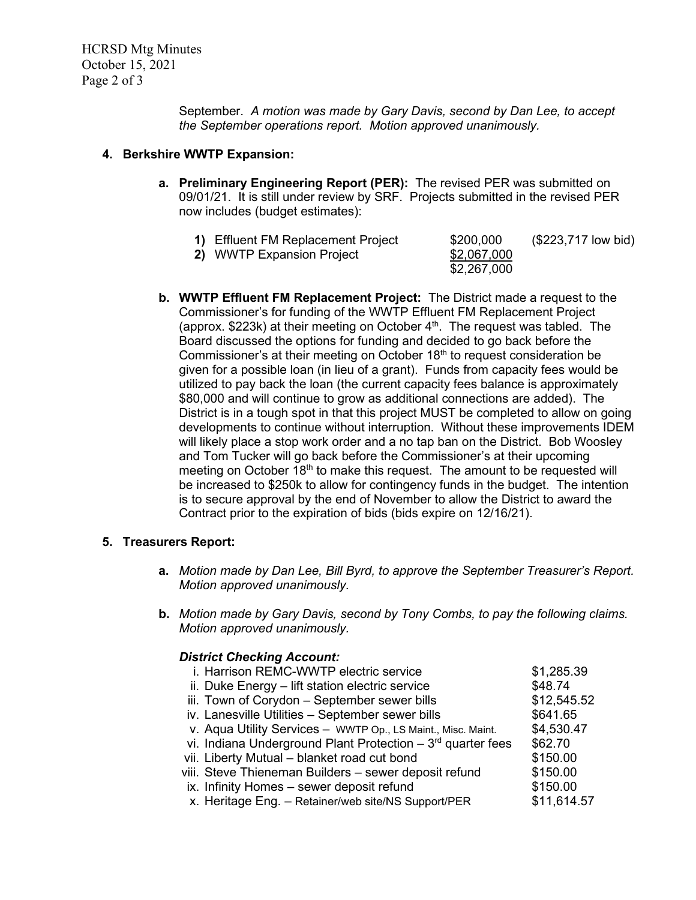September. *A motion was made by Gary Davis, second by Dan Lee, to accept the September operations report. Motion approved unanimously.*

**4. Berkshire WWTP Expansion:**

**a. Preliminary Engineering Report (PER):** The revised PER was submitted on 09/01/21. It is still under review by SRF. Projects submitted in the revised PER now includes (budget estimates):

| | | |
|---|---|---|
| **1)** Effluent FM Replacement Project | $200,000 | ($223,717 low bid) |
| **2)** WWTP Expansion Project | $2,067,000 | |
| | $2,267,000 | |

**b. WWTP Effluent FM Replacement Project:** The District made a request to the Commissioner's for funding of the WWTP Effluent FM Replacement Project (approx. $223k) at their meeting on October 4th. The request was tabled. The Board discussed the options for funding and decided to go back before the Commissioner's at their meeting on October 18th to request consideration be given for a possible loan (in lieu of a grant). Funds from capacity fees would be utilized to pay back the loan (the current capacity fees balance is approximately $80,000 and will continue to grow as additional connections are added). The District is in a tough spot in that this project MUST be completed to allow on going developments to continue without interruption. Without these improvements IDEM will likely place a stop work order and a no tap ban on the District. Bob Woosley and Tom Tucker will go back before the Commissioner's at their upcoming meeting on October 18th to make this request. The amount to be requested will be increased to $250k to allow for contingency funds in the budget. The intention is to secure approval by the end of November to allow the District to award the Contract prior to the expiration of bids (bids expire on 12/16/21).

**5. Treasurers Report:**

**a.** *Motion made by Dan Lee, Bill Byrd, to approve the September Treasurer's Report. Motion approved unanimously.*

**b.** *Motion made by Gary Davis, second by Tony Combs, to pay the following claims. Motion approved unanimously.*

***District Checking Account:***

| | |
|---|---|
| i. Harrison REMC-WWTP electric service | $1,285.39 |
| ii. Duke Energy – lift station electric service | $48.74 |
| iii. Town of Corydon – September sewer bills | $12,545.52 |
| iv. Lanesville Utilities – September sewer bills | $641.65 |
| v. Aqua Utility Services – WWTP Op., LS Maint., Misc. Maint. | $4,530.47 |
| vi. Indiana Underground Plant Protection – 3rd quarter fees | $62.70 |
| vii. Liberty Mutual – blanket road cut bond | $150.00 |
| viii. Steve Thieneman Builders – sewer deposit refund | $150.00 |
| ix. Infinity Homes – sewer deposit refund | $150.00 |
| x. Heritage Eng. – Retainer/web site/NS Support/PER | $11,614.57 |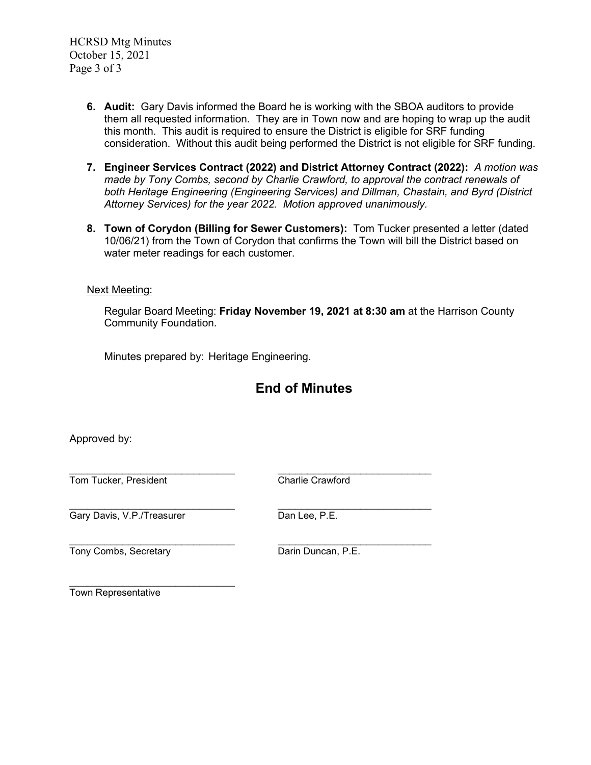6. **Audit:** Gary Davis informed the Board he is working with the SBOA auditors to provide them all requested information. They are in Town now and are hoping to wrap up the audit this month. This audit is required to ensure the District is eligible for SRF funding consideration. Without this audit being performed the District is not eligible for SRF funding.

7. **Engineer Services Contract (2022) and District Attorney Contract (2022):** *A motion was made by Tony Combs, second by Charlie Crawford, to approval the contract renewals of both Heritage Engineering (Engineering Services) and Dillman, Chastain, and Byrd (District Attorney Services) for the year 2022. Motion approved unanimously.*

8. **Town of Corydon (Billing for Sewer Customers):** Tom Tucker presented a letter (dated 10/06/21) from the Town of Corydon that confirms the Town will bill the District based on water meter readings for each customer.

Next Meeting:

Regular Board Meeting: **Friday November 19, 2021 at 8:30 am** at the Harrison County Community Foundation.

Minutes prepared by: Heritage Engineering.

## End of Minutes

Approved by:

| | |
|---|---|
| \_\_\_\_\_\_\_\_\_\_\_\_\_\_\_\_\_\_\_\_\_\_\_\_\_\_\_\_ | \_\_\_\_\_\_\_\_\_\_\_\_\_\_\_\_\_\_\_\_\_\_\_\_\_\_\_\_ |
| Tom Tucker, President | Charlie Crawford |
| \_\_\_\_\_\_\_\_\_\_\_\_\_\_\_\_\_\_\_\_\_\_\_\_\_\_\_\_ | \_\_\_\_\_\_\_\_\_\_\_\_\_\_\_\_\_\_\_\_\_\_\_\_\_\_\_\_ |
| Gary Davis, V.P./Treasurer | Dan Lee, P.E. |
| \_\_\_\_\_\_\_\_\_\_\_\_\_\_\_\_\_\_\_\_\_\_\_\_\_\_\_\_ | \_\_\_\_\_\_\_\_\_\_\_\_\_\_\_\_\_\_\_\_\_\_\_\_\_\_\_\_ |
| Tony Combs, Secretary | Darin Duncan, P.E. |
| \_\_\_\_\_\_\_\_\_\_\_\_\_\_\_\_\_\_\_\_\_\_\_\_\_\_\_\_ | |
| Town Representative | |